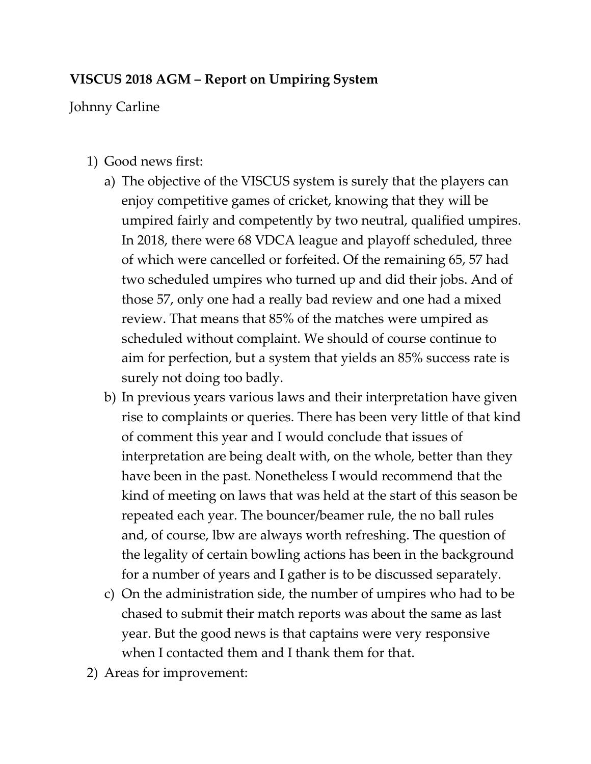**VISCUS 2018 AGM – Report on Umpiring System**

Johnny Carline

1) Good news first:
   a) The objective of the VISCUS system is surely that the players can enjoy competitive games of cricket, knowing that they will be umpired fairly and competently by two neutral, qualified umpires. In 2018, there were 68 VDCA league and playoff scheduled, three of which were cancelled or forfeited. Of the remaining 65, 57 had two scheduled umpires who turned up and did their jobs. And of those 57, only one had a really bad review and one had a mixed review. That means that 85% of the matches were umpired as scheduled without complaint. We should of course continue to aim for perfection, but a system that yields an 85% success rate is surely not doing too badly.
   b) In previous years various laws and their interpretation have given rise to complaints or queries. There has been very little of that kind of comment this year and I would conclude that issues of interpretation are being dealt with, on the whole, better than they have been in the past. Nonetheless I would recommend that the kind of meeting on laws that was held at the start of this season be repeated each year. The bouncer/beamer rule, the no ball rules and, of course, lbw are always worth refreshing. The question of the legality of certain bowling actions has been in the background for a number of years and I gather is to be discussed separately.
   c) On the administration side, the number of umpires who had to be chased to submit their match reports was about the same as last year. But the good news is that captains were very responsive when I contacted them and I thank them for that.
2) Areas for improvement: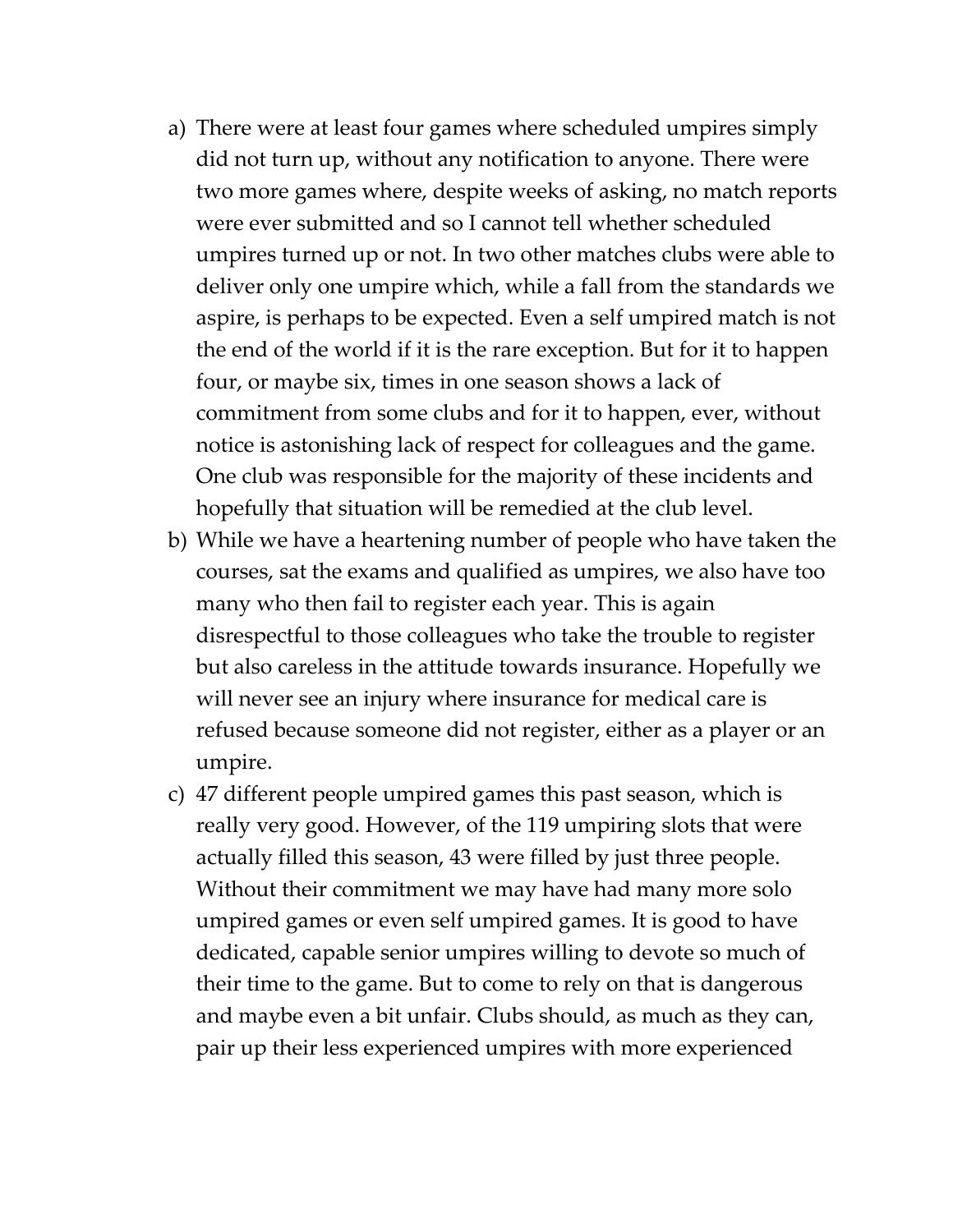a) There were at least four games where scheduled umpires simply did not turn up, without any notification to anyone. There were two more games where, despite weeks of asking, no match reports were ever submitted and so I cannot tell whether scheduled umpires turned up or not. In two other matches clubs were able to deliver only one umpire which, while a fall from the standards we aspire, is perhaps to be expected. Even a self umpired match is not the end of the world if it is the rare exception. But for it to happen four, or maybe six, times in one season shows a lack of commitment from some clubs and for it to happen, ever, without notice is astonishing lack of respect for colleagues and the game. One club was responsible for the majority of these incidents and hopefully that situation will be remedied at the club level.

b) While we have a heartening number of people who have taken the courses, sat the exams and qualified as umpires, we also have too many who then fail to register each year. This is again disrespectful to those colleagues who take the trouble to register but also careless in the attitude towards insurance. Hopefully we will never see an injury where insurance for medical care is refused because someone did not register, either as a player or an umpire.

c) 47 different people umpired games this past season, which is really very good. However, of the 119 umpiring slots that were actually filled this season, 43 were filled by just three people. Without their commitment we may have had many more solo umpired games or even self umpired games. It is good to have dedicated, capable senior umpires willing to devote so much of their time to the game. But to come to rely on that is dangerous and maybe even a bit unfair. Clubs should, as much as they can, pair up their less experienced umpires with more experienced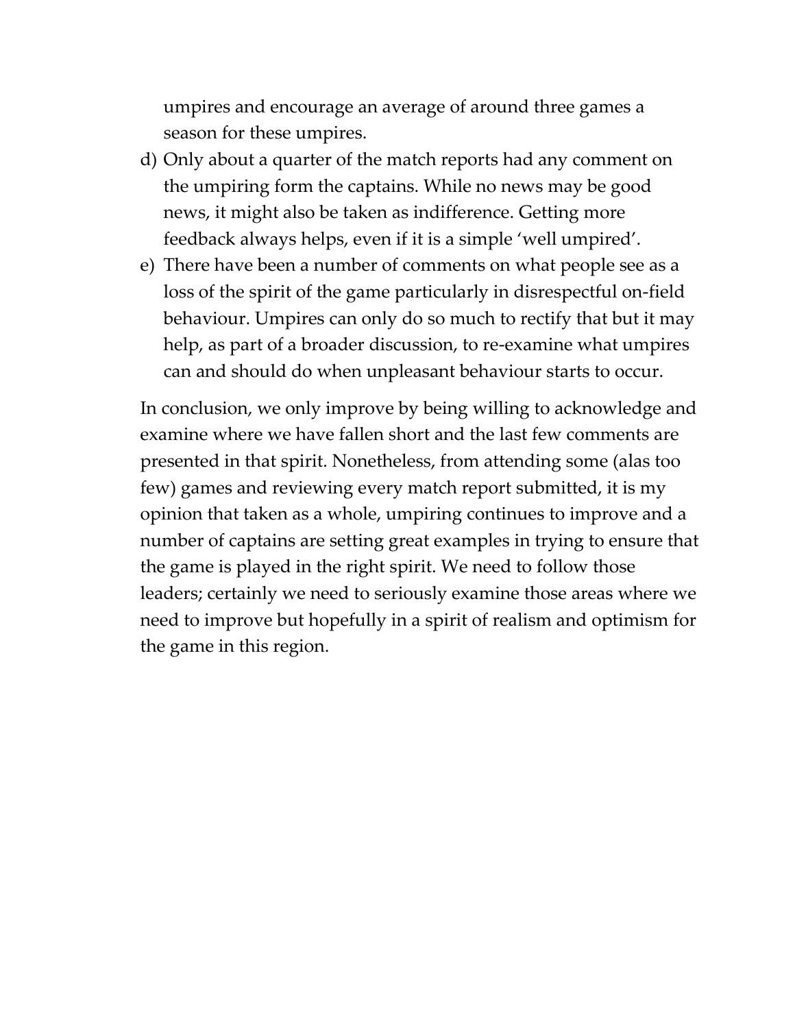umpires and encourage an average of around three games a season for these umpires.

d) Only about a quarter of the match reports had any comment on the umpiring form the captains. While no news may be good news, it might also be taken as indifference. Getting more feedback always helps, even if it is a simple 'well umpired'.

e) There have been a number of comments on what people see as a loss of the spirit of the game particularly in disrespectful on-field behaviour. Umpires can only do so much to rectify that but it may help, as part of a broader discussion, to re-examine what umpires can and should do when unpleasant behaviour starts to occur.

In conclusion, we only improve by being willing to acknowledge and examine where we have fallen short and the last few comments are presented in that spirit. Nonetheless, from attending some (alas too few) games and reviewing every match report submitted, it is my opinion that taken as a whole, umpiring continues to improve and a number of captains are setting great examples in trying to ensure that the game is played in the right spirit. We need to follow those leaders; certainly we need to seriously examine those areas where we need to improve but hopefully in a spirit of realism and optimism for the game in this region.